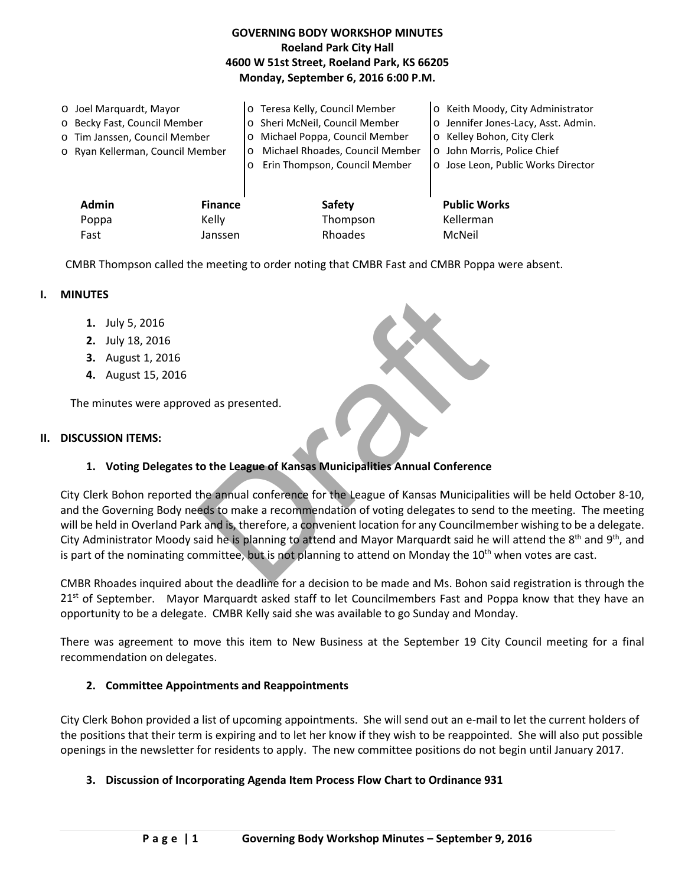**GOVERNING BODY WORKSHOP MINUTES**
**Roeland Park City Hall**
**4600 W 51st Street, Roeland Park, KS 66205**
**Monday, September 6, 2016 6:00 P.M.**

- Joel Marquardt, Mayor
- Becky Fast, Council Member
- Tim Janssen, Council Member
- Ryan Kellerman, Council Member
- Teresa Kelly, Council Member
- Sheri McNeil, Council Member
- Michael Poppa, Council Member
- Michael Rhoades, Council Member
- Erin Thompson, Council Member
- Keith Moody, City Administrator
- Jennifer Jones-Lacy, Asst. Admin.
- Kelley Bohon, City Clerk
- John Morris, Police Chief
- Jose Leon, Public Works Director

| **Admin** | **Finance** | **Safety** | **Public Works** |
|---|---|---|---|
| Poppa | Kelly | Thompson | Kellerman |
| Fast | Janssen | Rhoades | McNeil |

CMBR Thompson called the meeting to order noting that CMBR Fast and CMBR Poppa were absent.

## I. MINUTES

1. July 5, 2016
2. July 18, 2016
3. August 1, 2016
4. August 15, 2016

The minutes were approved as presented.

## II. DISCUSSION ITEMS:

### 1. Voting Delegates to the League of Kansas Municipalities Annual Conference

City Clerk Bohon reported the annual conference for the League of Kansas Municipalities will be held October 8-10, and the Governing Body needs to make a recommendation of voting delegates to send to the meeting. The meeting will be held in Overland Park and is, therefore, a convenient location for any Councilmember wishing to be a delegate. City Administrator Moody said he is planning to attend and Mayor Marquardt said he will attend the 8th and 9th, and is part of the nominating committee, but is not planning to attend on Monday the 10th when votes are cast.

CMBR Rhoades inquired about the deadline for a decision to be made and Ms. Bohon said registration is through the 21st of September. Mayor Marquardt asked staff to let Councilmembers Fast and Poppa know that they have an opportunity to be a delegate. CMBR Kelly said she was available to go Sunday and Monday.

There was agreement to move this item to New Business at the September 19 City Council meeting for a final recommendation on delegates.

### 2. Committee Appointments and Reappointments

City Clerk Bohon provided a list of upcoming appointments. She will send out an e-mail to let the current holders of the positions that their term is expiring and to let her know if they wish to be reappointed. She will also put possible openings in the newsletter for residents to apply. The new committee positions do not begin until January 2017.

### 3. Discussion of Incorporating Agenda Item Process Flow Chart to Ordinance 931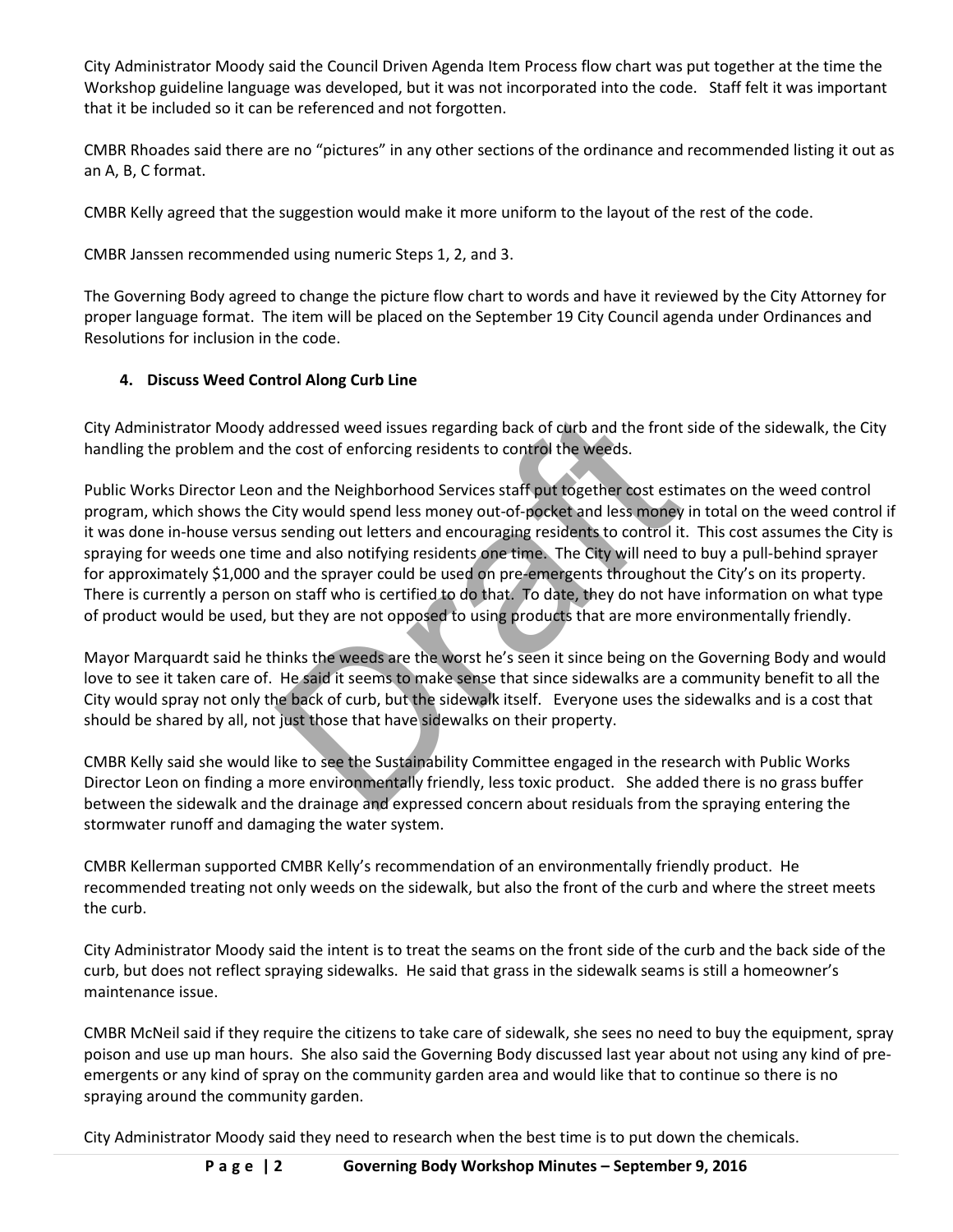City Administrator Moody said the Council Driven Agenda Item Process flow chart was put together at the time the Workshop guideline language was developed, but it was not incorporated into the code. Staff felt it was important that it be included so it can be referenced and not forgotten.

CMBR Rhoades said there are no "pictures" in any other sections of the ordinance and recommended listing it out as an A, B, C format.

CMBR Kelly agreed that the suggestion would make it more uniform to the layout of the rest of the code.

CMBR Janssen recommended using numeric Steps 1, 2, and 3.

The Governing Body agreed to change the picture flow chart to words and have it reviewed by the City Attorney for proper language format. The item will be placed on the September 19 City Council agenda under Ordinances and Resolutions for inclusion in the code.

**4. Discuss Weed Control Along Curb Line**

City Administrator Moody addressed weed issues regarding back of curb and the front side of the sidewalk, the City handling the problem and the cost of enforcing residents to control the weeds.

Public Works Director Leon and the Neighborhood Services staff put together cost estimates on the weed control program, which shows the City would spend less money out-of-pocket and less money in total on the weed control if it was done in-house versus sending out letters and encouraging residents to control it. This cost assumes the City is spraying for weeds one time and also notifying residents one time. The City will need to buy a pull-behind sprayer for approximately $1,000 and the sprayer could be used on pre-emergents throughout the City's on its property. There is currently a person on staff who is certified to do that. To date, they do not have information on what type of product would be used, but they are not opposed to using products that are more environmentally friendly.

Mayor Marquardt said he thinks the weeds are the worst he's seen it since being on the Governing Body and would love to see it taken care of. He said it seems to make sense that since sidewalks are a community benefit to all the City would spray not only the back of curb, but the sidewalk itself. Everyone uses the sidewalks and is a cost that should be shared by all, not just those that have sidewalks on their property.

CMBR Kelly said she would like to see the Sustainability Committee engaged in the research with Public Works Director Leon on finding a more environmentally friendly, less toxic product. She added there is no grass buffer between the sidewalk and the drainage and expressed concern about residuals from the spraying entering the stormwater runoff and damaging the water system.

CMBR Kellerman supported CMBR Kelly's recommendation of an environmentally friendly product. He recommended treating not only weeds on the sidewalk, but also the front of the curb and where the street meets the curb.

City Administrator Moody said the intent is to treat the seams on the front side of the curb and the back side of the curb, but does not reflect spraying sidewalks. He said that grass in the sidewalk seams is still a homeowner's maintenance issue.

CMBR McNeil said if they require the citizens to take care of sidewalk, she sees no need to buy the equipment, spray poison and use up man hours. She also said the Governing Body discussed last year about not using any kind of pre-emergents or any kind of spray on the community garden area and would like that to continue so there is no spraying around the community garden.

City Administrator Moody said they need to research when the best time is to put down the chemicals.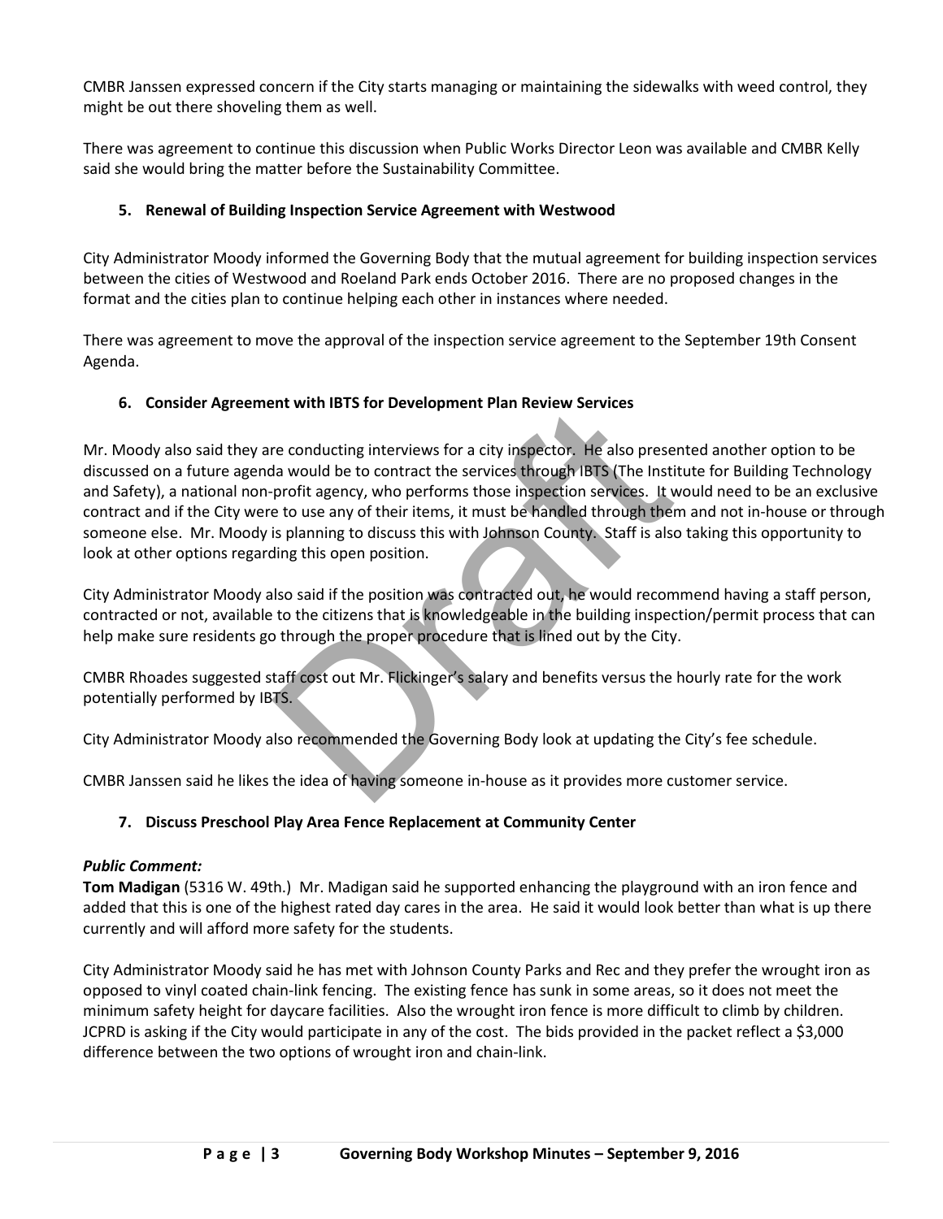CMBR Janssen expressed concern if the City starts managing or maintaining the sidewalks with weed control, they might be out there shoveling them as well.

There was agreement to continue this discussion when Public Works Director Leon was available and CMBR Kelly said she would bring the matter before the Sustainability Committee.

### 5. Renewal of Building Inspection Service Agreement with Westwood

City Administrator Moody informed the Governing Body that the mutual agreement for building inspection services between the cities of Westwood and Roeland Park ends October 2016. There are no proposed changes in the format and the cities plan to continue helping each other in instances where needed.

There was agreement to move the approval of the inspection service agreement to the September 19th Consent Agenda.

### 6. Consider Agreement with IBTS for Development Plan Review Services

Mr. Moody also said they are conducting interviews for a city inspector. He also presented another option to be discussed on a future agenda would be to contract the services through IBTS (The Institute for Building Technology and Safety), a national non-profit agency, who performs those inspection services. It would need to be an exclusive contract and if the City were to use any of their items, it must be handled through them and not in-house or through someone else. Mr. Moody is planning to discuss this with Johnson County. Staff is also taking this opportunity to look at other options regarding this open position.

City Administrator Moody also said if the position was contracted out, he would recommend having a staff person, contracted or not, available to the citizens that is knowledgeable in the building inspection/permit process that can help make sure residents go through the proper procedure that is lined out by the City.

CMBR Rhoades suggested staff cost out Mr. Flickinger's salary and benefits versus the hourly rate for the work potentially performed by IBTS.

City Administrator Moody also recommended the Governing Body look at updating the City's fee schedule.

CMBR Janssen said he likes the idea of having someone in-house as it provides more customer service.

### 7. Discuss Preschool Play Area Fence Replacement at Community Center

***Public Comment:***

**Tom Madigan** (5316 W. 49th.) Mr. Madigan said he supported enhancing the playground with an iron fence and added that this is one of the highest rated day cares in the area. He said it would look better than what is up there currently and will afford more safety for the students.

City Administrator Moody said he has met with Johnson County Parks and Rec and they prefer the wrought iron as opposed to vinyl coated chain-link fencing. The existing fence has sunk in some areas, so it does not meet the minimum safety height for daycare facilities. Also the wrought iron fence is more difficult to climb by children. JCPRD is asking if the City would participate in any of the cost. The bids provided in the packet reflect a $3,000 difference between the two options of wrought iron and chain-link.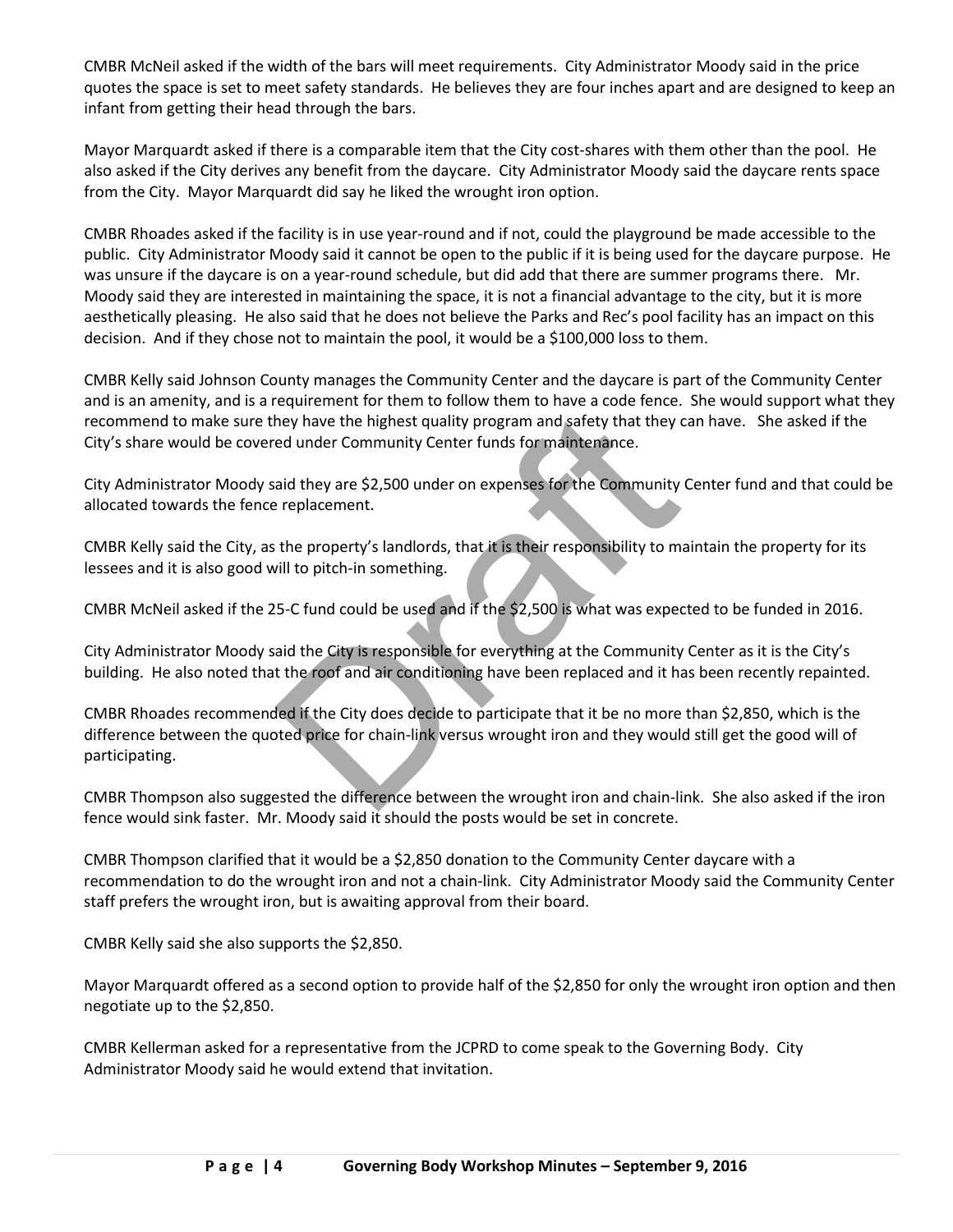CMBR McNeil asked if the width of the bars will meet requirements. City Administrator Moody said in the price quotes the space is set to meet safety standards. He believes they are four inches apart and are designed to keep an infant from getting their head through the bars.

Mayor Marquardt asked if there is a comparable item that the City cost-shares with them other than the pool. He also asked if the City derives any benefit from the daycare. City Administrator Moody said the daycare rents space from the City. Mayor Marquardt did say he liked the wrought iron option.

CMBR Rhoades asked if the facility is in use year-round and if not, could the playground be made accessible to the public. City Administrator Moody said it cannot be open to the public if it is being used for the daycare purpose. He was unsure if the daycare is on a year-round schedule, but did add that there are summer programs there. Mr. Moody said they are interested in maintaining the space, it is not a financial advantage to the city, but it is more aesthetically pleasing. He also said that he does not believe the Parks and Rec's pool facility has an impact on this decision. And if they chose not to maintain the pool, it would be a $100,000 loss to them.

CMBR Kelly said Johnson County manages the Community Center and the daycare is part of the Community Center and is an amenity, and is a requirement for them to follow them to have a code fence. She would support what they recommend to make sure they have the highest quality program and safety that they can have. She asked if the City's share would be covered under Community Center funds for maintenance.

City Administrator Moody said they are $2,500 under on expenses for the Community Center fund and that could be allocated towards the fence replacement.

CMBR Kelly said the City, as the property's landlords, that it is their responsibility to maintain the property for its lessees and it is also good will to pitch-in something.

CMBR McNeil asked if the 25-C fund could be used and if the $2,500 is what was expected to be funded in 2016.

City Administrator Moody said the City is responsible for everything at the Community Center as it is the City's building. He also noted that the roof and air conditioning have been replaced and it has been recently repainted.

CMBR Rhoades recommended if the City does decide to participate that it be no more than $2,850, which is the difference between the quoted price for chain-link versus wrought iron and they would still get the good will of participating.

CMBR Thompson also suggested the difference between the wrought iron and chain-link. She also asked if the iron fence would sink faster. Mr. Moody said it should the posts would be set in concrete.

CMBR Thompson clarified that it would be a $2,850 donation to the Community Center daycare with a recommendation to do the wrought iron and not a chain-link. City Administrator Moody said the Community Center staff prefers the wrought iron, but is awaiting approval from their board.

CMBR Kelly said she also supports the $2,850.

Mayor Marquardt offered as a second option to provide half of the $2,850 for only the wrought iron option and then negotiate up to the $2,850.

CMBR Kellerman asked for a representative from the JCPRD to come speak to the Governing Body. City Administrator Moody said he would extend that invitation.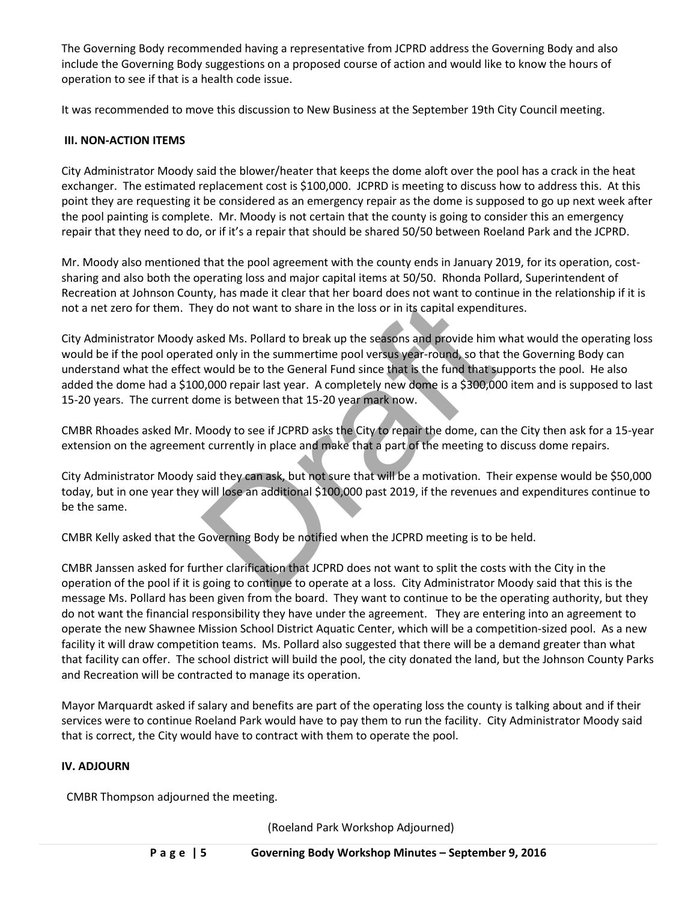The Governing Body recommended having a representative from JCPRD address the Governing Body and also include the Governing Body suggestions on a proposed course of action and would like to know the hours of operation to see if that is a health code issue.

It was recommended to move this discussion to New Business at the September 19th City Council meeting.

**III. NON-ACTION ITEMS**

City Administrator Moody said the blower/heater that keeps the dome aloft over the pool has a crack in the heat exchanger. The estimated replacement cost is $100,000. JCPRD is meeting to discuss how to address this. At this point they are requesting it be considered as an emergency repair as the dome is supposed to go up next week after the pool painting is complete. Mr. Moody is not certain that the county is going to consider this an emergency repair that they need to do, or if it's a repair that should be shared 50/50 between Roeland Park and the JCPRD.

Mr. Moody also mentioned that the pool agreement with the county ends in January 2019, for its operation, cost-sharing and also both the operating loss and major capital items at 50/50. Rhonda Pollard, Superintendent of Recreation at Johnson County, has made it clear that her board does not want to continue in the relationship if it is not a net zero for them. They do not want to share in the loss or in its capital expenditures.

City Administrator Moody asked Ms. Pollard to break up the seasons and provide him what would the operating loss would be if the pool operated only in the summertime pool versus year-round, so that the Governing Body can understand what the effect would be to the General Fund since that is the fund that supports the pool. He also added the dome had a $100,000 repair last year. A completely new dome is a $300,000 item and is supposed to last 15-20 years. The current dome is between that 15-20 year mark now.

CMBR Rhoades asked Mr. Moody to see if JCPRD asks the City to repair the dome, can the City then ask for a 15-year extension on the agreement currently in place and make that a part of the meeting to discuss dome repairs.

City Administrator Moody said they can ask, but not sure that will be a motivation. Their expense would be $50,000 today, but in one year they will lose an additional $100,000 past 2019, if the revenues and expenditures continue to be the same.

CMBR Kelly asked that the Governing Body be notified when the JCPRD meeting is to be held.

CMBR Janssen asked for further clarification that JCPRD does not want to split the costs with the City in the operation of the pool if it is going to continue to operate at a loss. City Administrator Moody said that this is the message Ms. Pollard has been given from the board. They want to continue to be the operating authority, but they do not want the financial responsibility they have under the agreement. They are entering into an agreement to operate the new Shawnee Mission School District Aquatic Center, which will be a competition-sized pool. As a new facility it will draw competition teams. Ms. Pollard also suggested that there will be a demand greater than what that facility can offer. The school district will build the pool, the city donated the land, but the Johnson County Parks and Recreation will be contracted to manage its operation.

Mayor Marquardt asked if salary and benefits are part of the operating loss the county is talking about and if their services were to continue Roeland Park would have to pay them to run the facility. City Administrator Moody said that is correct, the City would have to contract with them to operate the pool.

**IV. ADJOURN**

CMBR Thompson adjourned the meeting.

(Roeland Park Workshop Adjourned)